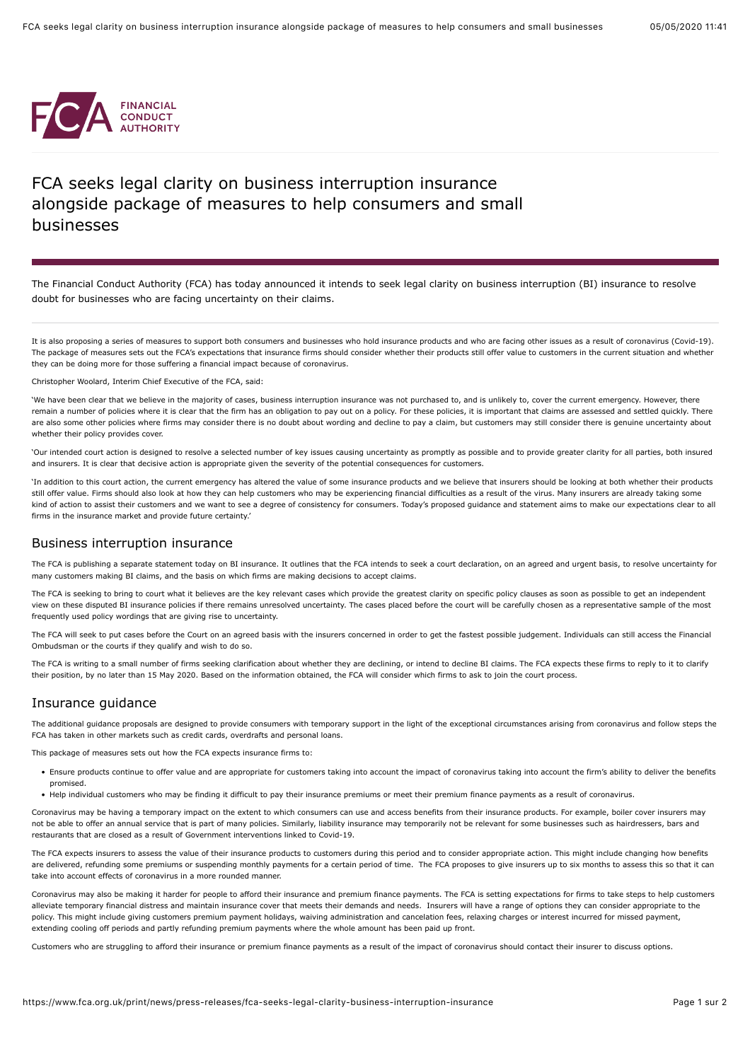# FCA seeks legal clarity on business interruption insurance alongside package of measures to help consumers and small businesses

The Financial Conduct Authority (FCA) has today announced it intends to seek legal clarity on business interruption (BI) insurance to resolve doubt for businesses who are facing uncertainty on their claims.

It is also proposing a series of measures to support both consumers and businesses who hold insurance products and who are facing other issues as a result of coronavirus (Covid-19). The package of measures sets out the FCA's expectations that insurance firms should consider whether their products still offer value to customers in the current situation and whether they can be doing more for those suffering a financial impact because of coronavirus.

Christopher Woolard, Interim Chief Executive of the FCA, said:

'We have been clear that we believe in the majority of cases, business interruption insurance was not purchased to, and is unlikely to, cover the current emergency. However, there remain a number of policies where it is clear that the firm has an obligation to pay out on a policy. For these policies, it is important that claims are assessed and settled quickly. There are also some other policies where firms may consider there is no doubt about wording and decline to pay a claim, but customers may still consider there is genuine uncertainty about whether their policy provides cover.

'Our intended court action is designed to resolve a selected number of key issues causing uncertainty as promptly as possible and to provide greater clarity for all parties, both insured and insurers. It is clear that decisive action is appropriate given the severity of the potential consequences for customers.

'In addition to this court action, the current emergency has altered the value of some insurance products and we believe that insurers should be looking at both whether their products still offer value. Firms should also look at how they can help customers who may be experiencing financial difficulties as a result of the virus. Many insurers are already taking some kind of action to assist their customers and we want to see a degree of consistency for consumers. Today's proposed guidance and statement aims to make our expectations clear to all firms in the insurance market and provide future certainty.'

## Business interruption insurance

The FCA is publishing a separate statement today on BI insurance. It outlines that the FCA intends to seek a court declaration, on an agreed and urgent basis, to resolve uncertainty for many customers making BI claims, and the basis on which firms are making decisions to accept claims.

The FCA is seeking to bring to court what it believes are the key relevant cases which provide the greatest clarity on specific policy clauses as soon as possible to get an independent view on these disputed BI insurance policies if there remains unresolved uncertainty. The cases placed before the court will be carefully chosen as a representative sample of the most frequently used policy wordings that are giving rise to uncertainty.

The FCA will seek to put cases before the Court on an agreed basis with the insurers concerned in order to get the fastest possible judgement. Individuals can still access the Financial Ombudsman or the courts if they qualify and wish to do so.

The FCA is writing to a small number of firms seeking clarification about whether they are declining, or intend to decline BI claims. The FCA expects these firms to reply to it to clarify their position, by no later than 15 May 2020. Based on the information obtained, the FCA will consider which firms to ask to join the court process.

## Insurance guidance

The additional guidance proposals are designed to provide consumers with temporary support in the light of the exceptional circumstances arising from coronavirus and follow steps the FCA has taken in other markets such as credit cards, overdrafts and personal loans.

This package of measures sets out how the FCA expects insurance firms to:

- Ensure products continue to offer value and are appropriate for customers taking into account the impact of coronavirus taking into account the firm's ability to deliver the benefits promised.
- Help individual customers who may be finding it difficult to pay their insurance premiums or meet their premium finance payments as a result of coronavirus.

Coronavirus may be having a temporary impact on the extent to which consumers can use and access benefits from their insurance products. For example, boiler cover insurers may not be able to offer an annual service that is part of many policies. Similarly, liability insurance may temporarily not be relevant for some businesses such as hairdressers, bars and restaurants that are closed as a result of Government interventions linked to Covid-19.

The FCA expects insurers to assess the value of their insurance products to customers during this period and to consider appropriate action. This might include changing how benefits are delivered, refunding some premiums or suspending monthly payments for a certain period of time. The FCA proposes to give insurers up to six months to assess this so that it can take into account effects of coronavirus in a more rounded manner.

Coronavirus may also be making it harder for people to afford their insurance and premium finance payments. The FCA is setting expectations for firms to take steps to help customers alleviate temporary financial distress and maintain insurance cover that meets their demands and needs. Insurers will have a range of options they can consider appropriate to the policy. This might include giving customers premium payment holidays, waiving administration and cancelation fees, relaxing charges or interest incurred for missed payment, extending cooling off periods and partly refunding premium payments where the whole amount has been paid up front.

Customers who are struggling to afford their insurance or premium finance payments as a result of the impact of coronavirus should contact their insurer to discuss options.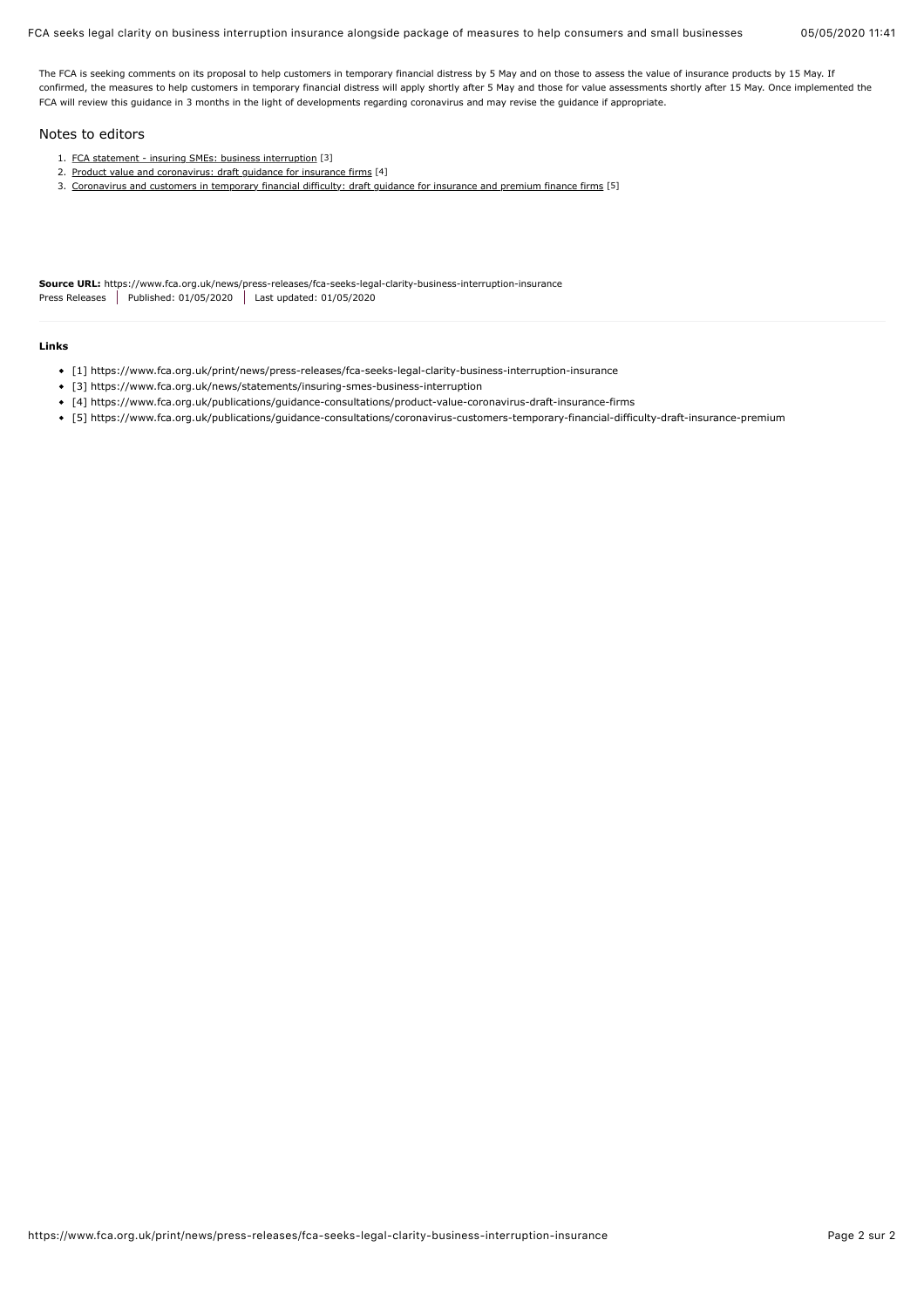The FCA is seeking comments on its proposal to help customers in temporary financial distress by 5 May and on those to assess the value of insurance products by 15 May. If confirmed, the measures to help customers in temporary financial distress will apply shortly after 5 May and those for value assessments shortly after 15 May. Once implemented the FCA will review this guidance in 3 months in the light of developments regarding coronavirus and may revise the guidance if appropriate.

## Notes to editors

1. FCA statement - insuring SMEs: business interruption [3]
2. Product value and coronavirus: draft guidance for insurance firms [4]
3. Coronavirus and customers in temporary financial difficulty: draft guidance for insurance and premium finance firms [5]

**Source URL:** https://www.fca.org.uk/news/press-releases/fca-seeks-legal-clarity-business-interruption-insurance
Press Releases | Published: 01/05/2020 | Last updated: 01/05/2020

**Links**

- [1] https://www.fca.org.uk/print/news/press-releases/fca-seeks-legal-clarity-business-interruption-insurance
- [3] https://www.fca.org.uk/news/statements/insuring-smes-business-interruption
- [4] https://www.fca.org.uk/publications/guidance-consultations/product-value-coronavirus-draft-insurance-firms
- [5] https://www.fca.org.uk/publications/guidance-consultations/coronavirus-customers-temporary-financial-difficulty-draft-insurance-premium